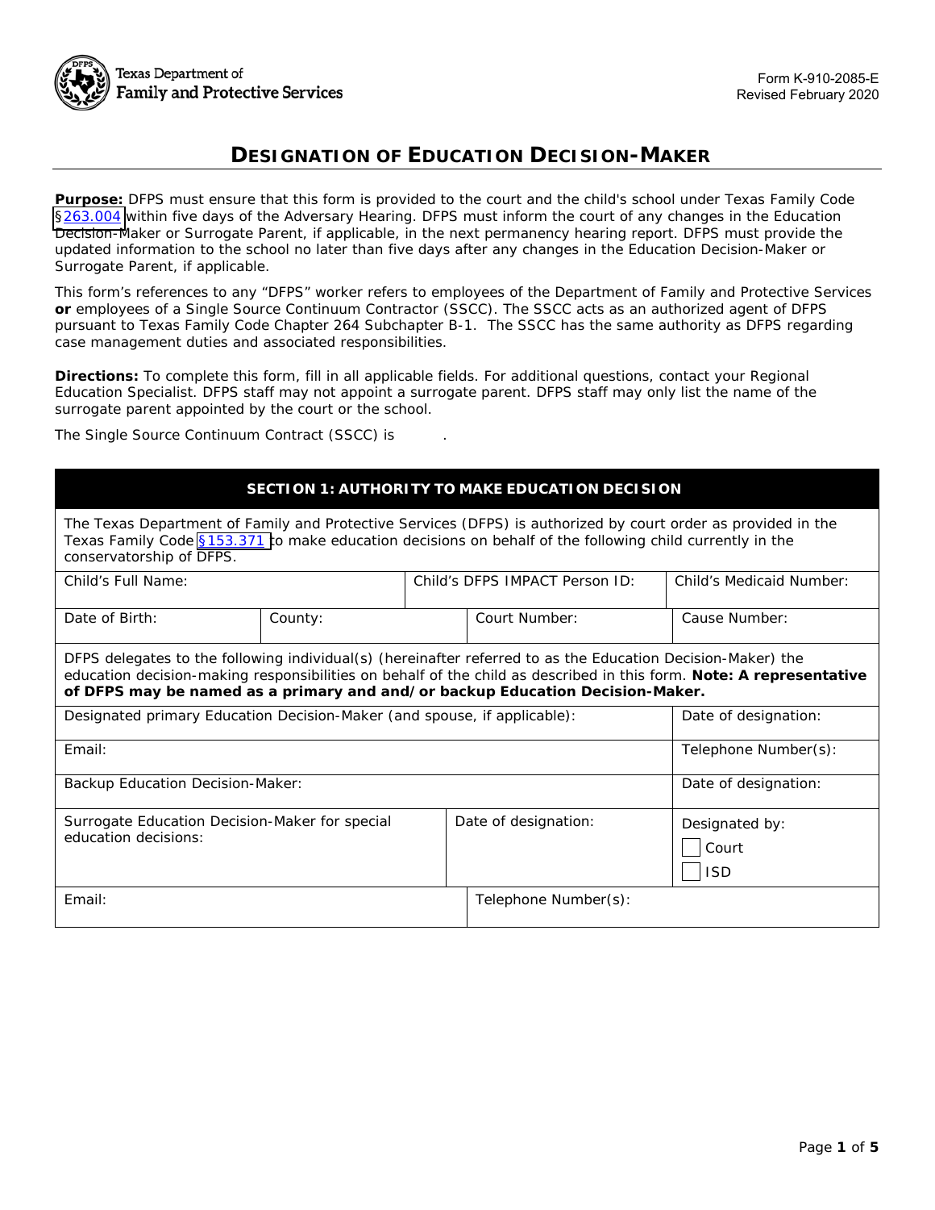Texas Department of Family and Protective Services

Form K-910-2085-E
Revised February 2020

# DESIGNATION OF EDUCATION DECISION-MAKER

**Purpose:** DFPS must ensure that this form is provided to the court and the child's school under Texas Family Code §263.004 within five days of the Adversary Hearing. DFPS must inform the court of any changes in the Education Decision-Maker or Surrogate Parent, if applicable, in the next permanency hearing report. DFPS must provide the updated information to the school no later than five days after any changes in the Education Decision-Maker or Surrogate Parent, if applicable.

This form's references to any "DFPS" worker refers to employees of the Department of Family and Protective Services **or** employees of a Single Source Continuum Contractor (SSCC). The SSCC acts as an authorized agent of DFPS pursuant to Texas Family Code Chapter 264 Subchapter B-1. The SSCC has the same authority as DFPS regarding case management duties and associated responsibilities.

**Directions:** To complete this form, fill in all applicable fields. For additional questions, contact your Regional Education Specialist. DFPS staff may not appoint a surrogate parent. DFPS staff may only list the name of the surrogate parent appointed by the court or the school.

The Single Source Continuum Contract (SSCC) is .

## SECTION 1: AUTHORITY TO MAKE EDUCATION DECISION

The Texas Department of Family and Protective Services (DFPS) is authorized by court order as provided in the Texas Family Code §153.371 to make education decisions on behalf of the following child currently in the conservatorship of DFPS.

| Child's Full Name: | | Child's DFPS IMPACT Person ID: | Child's Medicaid Number: |
|---|---|---|---|
| Date of Birth: | County: | Court Number: | Cause Number: |

DFPS delegates to the following individual(s) (hereinafter referred to as the Education Decision-Maker) the education decision-making responsibilities on behalf of the child as described in this form. **Note: A representative of DFPS may be named as a primary and and/or backup Education Decision-Maker.**

| Designated primary Education Decision-Maker (and spouse, if applicable): | | Date of designation: |
|---|---|---|
| Email: | | Telephone Number(s): |
| Backup Education Decision-Maker: | | Date of designation: |
| Surrogate Education Decision-Maker for special education decisions: | Date of designation: | Designated by: ☐ Court ☐ ISD |
| Email: | Telephone Number(s): | |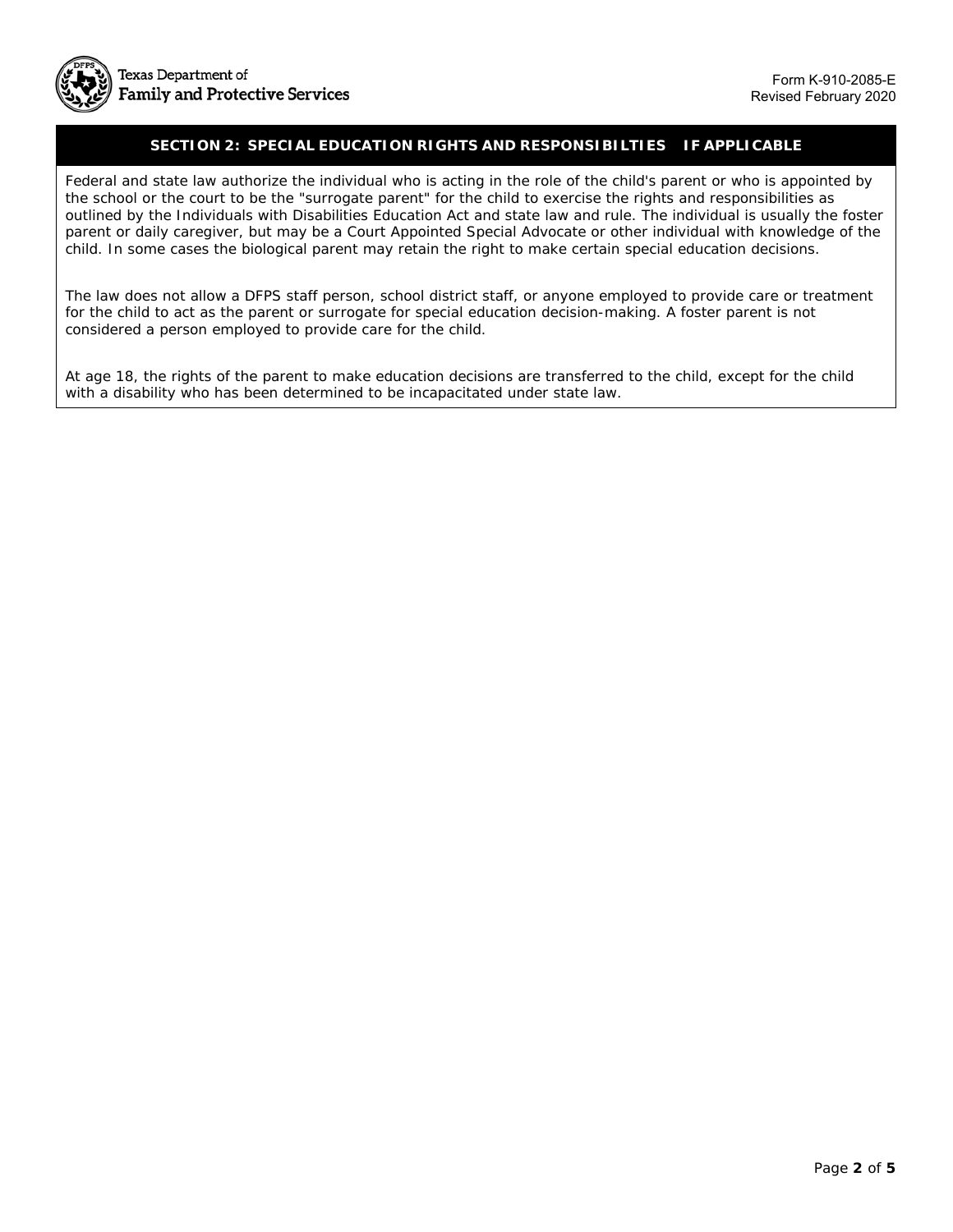## SECTION 2: SPECIAL EDUCATION RIGHTS AND RESPONSIBILTIES IF APPLICABLE

Federal and state law authorize the individual who is acting in the role of the child's parent or who is appointed by the school or the court to be the "surrogate parent" for the child to exercise the rights and responsibilities as outlined by the Individuals with Disabilities Education Act and state law and rule. The individual is usually the foster parent or daily caregiver, but may be a Court Appointed Special Advocate or other individual with knowledge of the child. In some cases the biological parent may retain the right to make certain special education decisions.

The law does not allow a DFPS staff person, school district staff, or anyone employed to provide care or treatment for the child to act as the parent or surrogate for special education decision-making. A foster parent is not considered a person employed to provide care for the child.

At age 18, the rights of the parent to make education decisions are transferred to the child, except for the child with a disability who has been determined to be incapacitated under state law.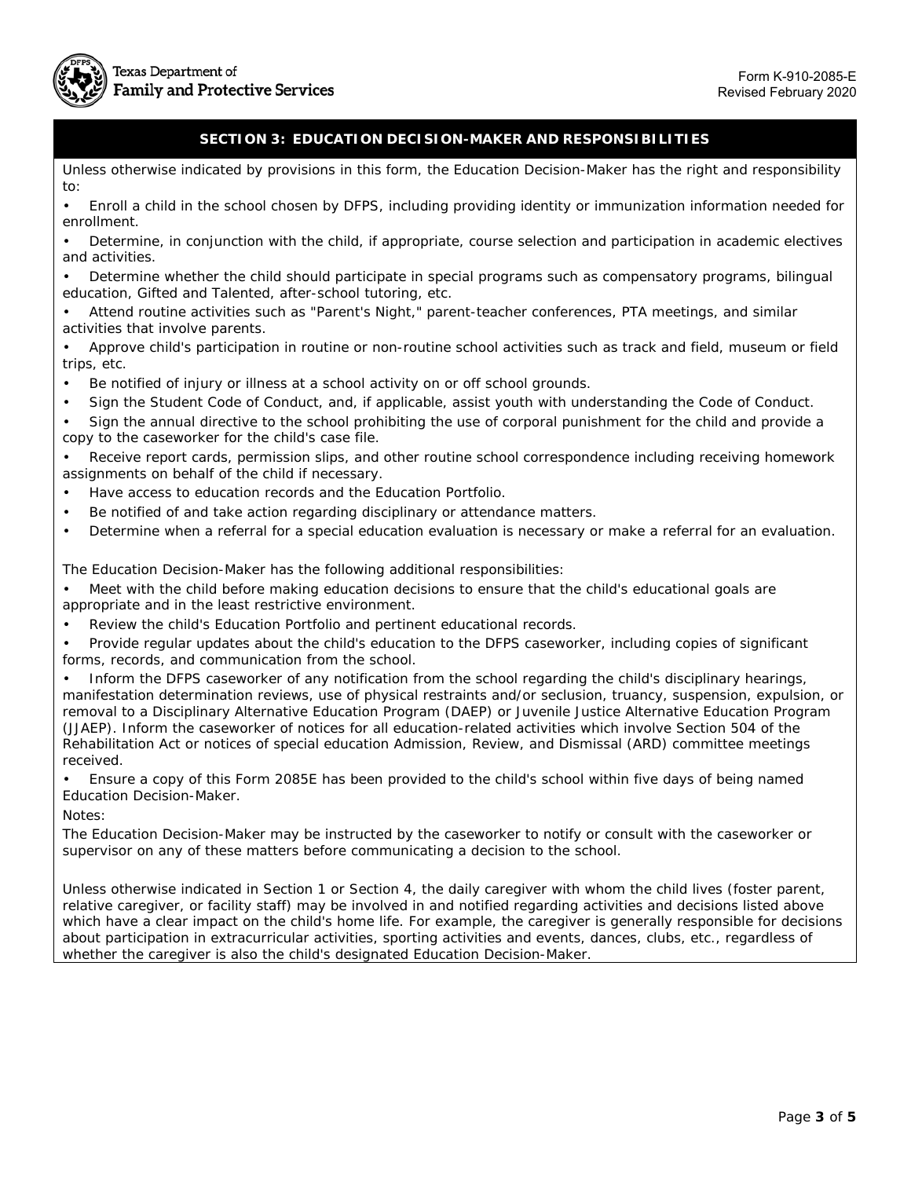## SECTION 3: EDUCATION DECISION-MAKER AND RESPONSIBILITIES

Unless otherwise indicated by provisions in this form, the Education Decision-Maker has the right and responsibility to:

- Enroll a child in the school chosen by DFPS, including providing identity or immunization information needed for enrollment.
- Determine, in conjunction with the child, if appropriate, course selection and participation in academic electives and activities.
- Determine whether the child should participate in special programs such as compensatory programs, bilingual education, Gifted and Talented, after-school tutoring, etc.
- Attend routine activities such as "Parent's Night," parent-teacher conferences, PTA meetings, and similar activities that involve parents.
- Approve child's participation in routine or non-routine school activities such as track and field, museum or field trips, etc.
- Be notified of injury or illness at a school activity on or off school grounds.
- Sign the Student Code of Conduct, and, if applicable, assist youth with understanding the Code of Conduct.
- Sign the annual directive to the school prohibiting the use of corporal punishment for the child and provide a copy to the caseworker for the child's case file.
- Receive report cards, permission slips, and other routine school correspondence including receiving homework assignments on behalf of the child if necessary.
- Have access to education records and the Education Portfolio.
- Be notified of and take action regarding disciplinary or attendance matters.
- Determine when a referral for a special education evaluation is necessary or make a referral for an evaluation.

The Education Decision-Maker has the following additional responsibilities:

- Meet with the child before making education decisions to ensure that the child's educational goals are appropriate and in the least restrictive environment.
- Review the child's Education Portfolio and pertinent educational records.
- Provide regular updates about the child's education to the DFPS caseworker, including copies of significant forms, records, and communication from the school.
- Inform the DFPS caseworker of any notification from the school regarding the child's disciplinary hearings, manifestation determination reviews, use of physical restraints and/or seclusion, truancy, suspension, expulsion, or removal to a Disciplinary Alternative Education Program (DAEP) or Juvenile Justice Alternative Education Program (JJAEP). Inform the caseworker of notices for all education-related activities which involve Section 504 of the Rehabilitation Act or notices of special education Admission, Review, and Dismissal (ARD) committee meetings received.
- Ensure a copy of this Form 2085E has been provided to the child's school within five days of being named Education Decision-Maker.

Notes:

The Education Decision-Maker may be instructed by the caseworker to notify or consult with the caseworker or supervisor on any of these matters before communicating a decision to the school.

Unless otherwise indicated in Section 1 or Section 4, the daily caregiver with whom the child lives (foster parent, relative caregiver, or facility staff) may be involved in and notified regarding activities and decisions listed above which have a clear impact on the child's home life. For example, the caregiver is generally responsible for decisions about participation in extracurricular activities, sporting activities and events, dances, clubs, etc., regardless of whether the caregiver is also the child's designated Education Decision-Maker.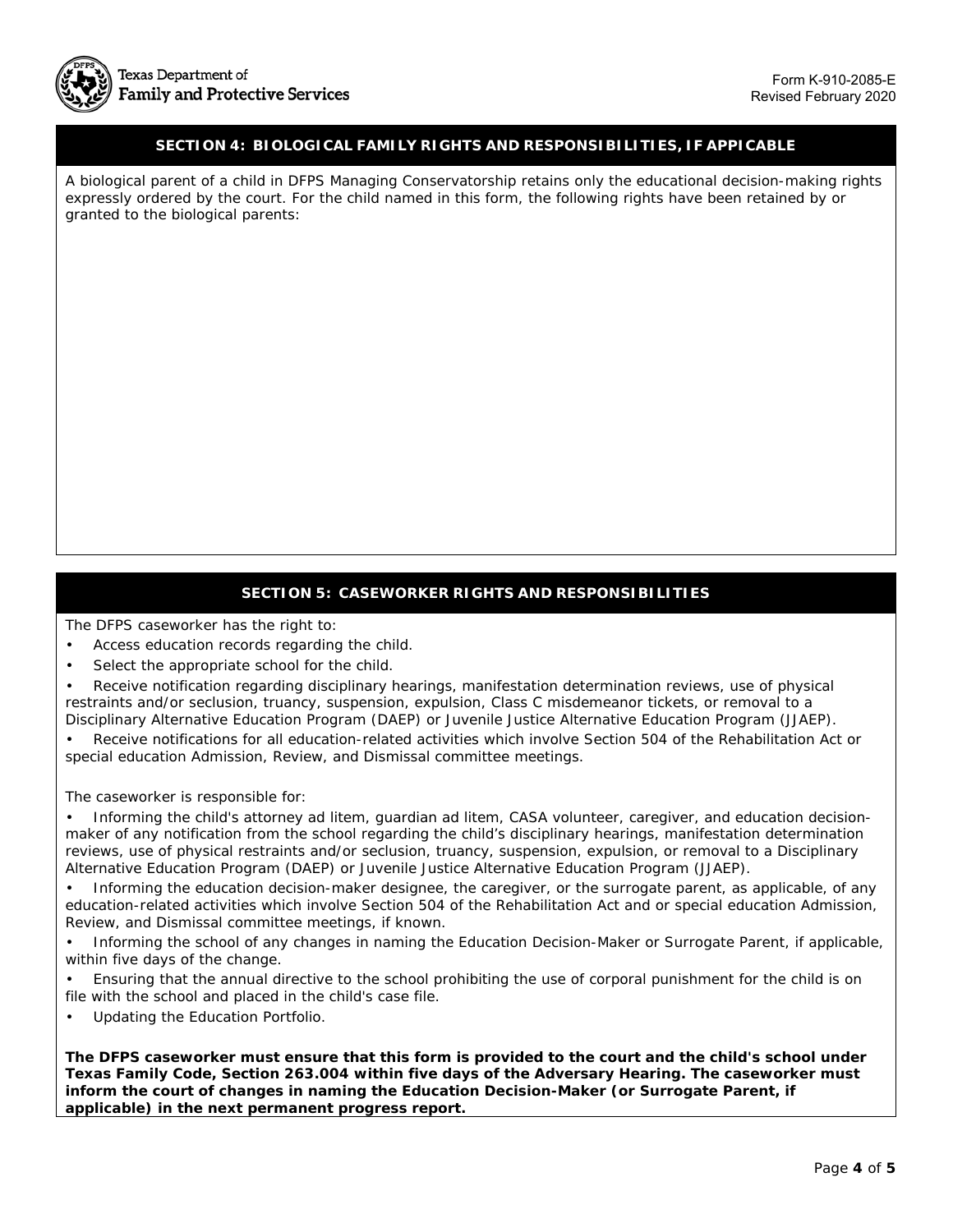## SECTION 4: BIOLOGICAL FAMILY RIGHTS AND RESPONSIBILITIES, IF APPICABLE

A biological parent of a child in DFPS Managing Conservatorship retains only the educational decision-making rights expressly ordered by the court. For the child named in this form, the following rights have been retained by or granted to the biological parents:

## SECTION 5: CASEWORKER RIGHTS AND RESPONSIBILITIES

The DFPS caseworker has the right to:

- Access education records regarding the child.
- Select the appropriate school for the child.
- Receive notification regarding disciplinary hearings, manifestation determination reviews, use of physical restraints and/or seclusion, truancy, suspension, expulsion, Class C misdemeanor tickets, or removal to a Disciplinary Alternative Education Program (DAEP) or Juvenile Justice Alternative Education Program (JJAEP).
- Receive notifications for all education-related activities which involve Section 504 of the Rehabilitation Act or special education Admission, Review, and Dismissal committee meetings.

The caseworker is responsible for:

- Informing the child's attorney ad litem, guardian ad litem, CASA volunteer, caregiver, and education decision-maker of any notification from the school regarding the child's disciplinary hearings, manifestation determination reviews, use of physical restraints and/or seclusion, truancy, suspension, expulsion, or removal to a Disciplinary Alternative Education Program (DAEP) or Juvenile Justice Alternative Education Program (JJAEP).
- Informing the education decision-maker designee, the caregiver, or the surrogate parent, as applicable, of any education-related activities which involve Section 504 of the Rehabilitation Act and or special education Admission, Review, and Dismissal committee meetings, if known.
- Informing the school of any changes in naming the Education Decision-Maker or Surrogate Parent, if applicable, within five days of the change.
- Ensuring that the annual directive to the school prohibiting the use of corporal punishment for the child is on file with the school and placed in the child's case file.
- Updating the Education Portfolio.

**The DFPS caseworker must ensure that this form is provided to the court and the child's school under Texas Family Code, Section 263.004 within five days of the Adversary Hearing. The caseworker must inform the court of changes in naming the Education Decision-Maker (or Surrogate Parent, if applicable) in the next permanent progress report.**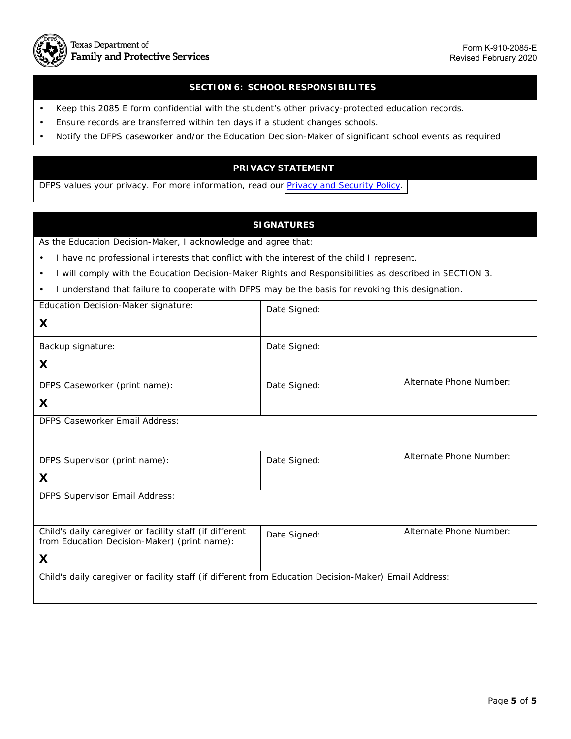## SECTION 6: SCHOOL RESPONSIBILITES

- Keep this 2085 E form confidential with the student's other privacy-protected education records.
- Ensure records are transferred within ten days if a student changes schools.
- Notify the DFPS caseworker and/or the Education Decision-Maker of significant school events as required

## PRIVACY STATEMENT

DFPS values your privacy. For more information, read our Privacy and Security Policy.

## SIGNATURES

As the Education Decision-Maker, I acknowledge and agree that:

- I have no professional interests that conflict with the interest of the child I represent.
- I will comply with the Education Decision-Maker Rights and Responsibilities as described in SECTION 3.
- I understand that failure to cooperate with DFPS may be the basis for revoking this designation.

| | | |
|---|---|---|
| Education Decision-Maker signature:<br>**X** | Date Signed: | |
| Backup signature:<br>**X** | Date Signed: | |
| DFPS Caseworker (print name):<br>**X** | Date Signed: | Alternate Phone Number: |
| DFPS Caseworker Email Address: | | |
| DFPS Supervisor (print name):<br>**X** | Date Signed: | Alternate Phone Number: |
| DFPS Supervisor Email Address: | | |
| Child's daily caregiver or facility staff (if different from Education Decision-Maker) (print name):<br>**X** | Date Signed: | Alternate Phone Number: |
| Child's daily caregiver or facility staff (if different from Education Decision-Maker) Email Address: | | |